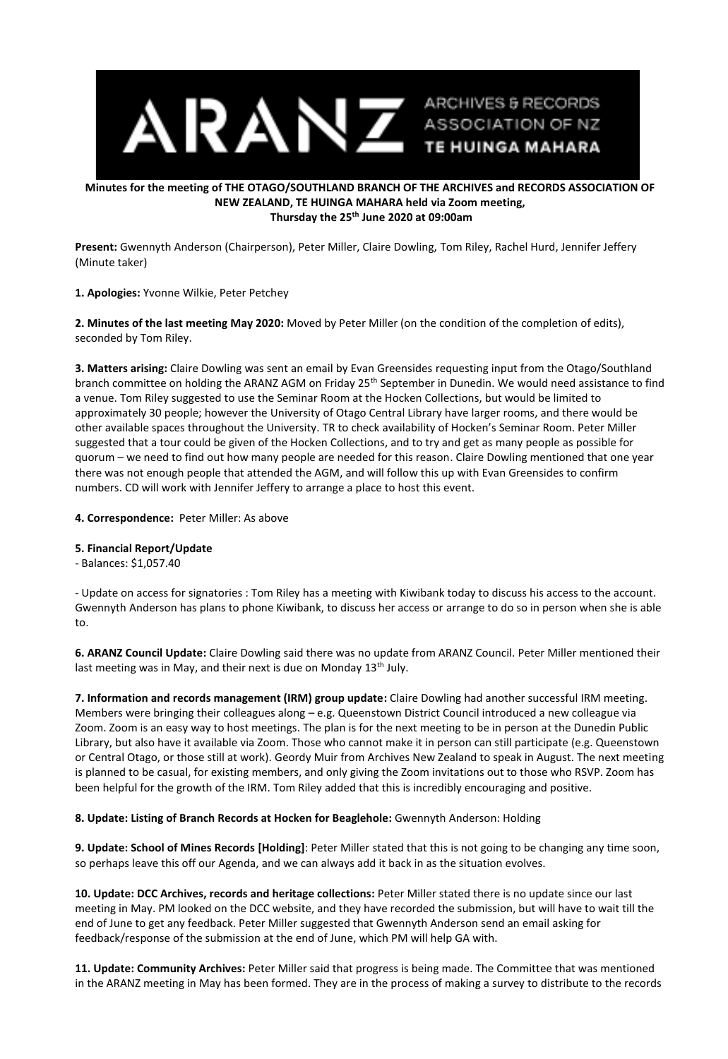**Minutes for the meeting of THE OTAGO/SOUTHLAND BRANCH OF THE ARCHIVES and RECORDS ASSOCIATION OF NEW ZEALAND, TE HUINGA MAHARA held via Zoom meeting, Thursday the 25th June 2020 at 09:00am**

**Present:** Gwennyth Anderson (Chairperson), Peter Miller, Claire Dowling, Tom Riley, Rachel Hurd, Jennifer Jeffery (Minute taker)

**1. Apologies:** Yvonne Wilkie, Peter Petchey

**2. Minutes of the last meeting May 2020:** Moved by Peter Miller (on the condition of the completion of edits), seconded by Tom Riley.

**3. Matters arising:** Claire Dowling was sent an email by Evan Greensides requesting input from the Otago/Southland branch committee on holding the ARANZ AGM on Friday 25th September in Dunedin. We would need assistance to find a venue. Tom Riley suggested to use the Seminar Room at the Hocken Collections, but would be limited to approximately 30 people; however the University of Otago Central Library have larger rooms, and there would be other available spaces throughout the University. TR to check availability of Hocken's Seminar Room. Peter Miller suggested that a tour could be given of the Hocken Collections, and to try and get as many people as possible for quorum – we need to find out how many people are needed for this reason. Claire Dowling mentioned that one year there was not enough people that attended the AGM, and will follow this up with Evan Greensides to confirm numbers. CD will work with Jennifer Jeffery to arrange a place to host this event.

**4. Correspondence:** Peter Miller: As above

**5. Financial Report/Update**

- Balances: $1,057.40

- Update on access for signatories : Tom Riley has a meeting with Kiwibank today to discuss his access to the account. Gwennyth Anderson has plans to phone Kiwibank, to discuss her access or arrange to do so in person when she is able to.

**6. ARANZ Council Update:** Claire Dowling said there was no update from ARANZ Council. Peter Miller mentioned their last meeting was in May, and their next is due on Monday 13th July.

**7. Information and records management (IRM) group update:** Claire Dowling had another successful IRM meeting. Members were bringing their colleagues along – e.g. Queenstown District Council introduced a new colleague via Zoom. Zoom is an easy way to host meetings. The plan is for the next meeting to be in person at the Dunedin Public Library, but also have it available via Zoom. Those who cannot make it in person can still participate (e.g. Queenstown or Central Otago, or those still at work). Geordy Muir from Archives New Zealand to speak in August. The next meeting is planned to be casual, for existing members, and only giving the Zoom invitations out to those who RSVP. Zoom has been helpful for the growth of the IRM. Tom Riley added that this is incredibly encouraging and positive.

**8. Update: Listing of Branch Records at Hocken for Beaglehole:** Gwennyth Anderson: Holding

**9. Update: School of Mines Records [Holding]**: Peter Miller stated that this is not going to be changing any time soon, so perhaps leave this off our Agenda, and we can always add it back in as the situation evolves.

**10. Update: DCC Archives, records and heritage collections:** Peter Miller stated there is no update since our last meeting in May. PM looked on the DCC website, and they have recorded the submission, but will have to wait till the end of June to get any feedback. Peter Miller suggested that Gwennyth Anderson send an email asking for feedback/response of the submission at the end of June, which PM will help GA with.

**11. Update: Community Archives:** Peter Miller said that progress is being made. The Committee that was mentioned in the ARANZ meeting in May has been formed. They are in the process of making a survey to distribute to the records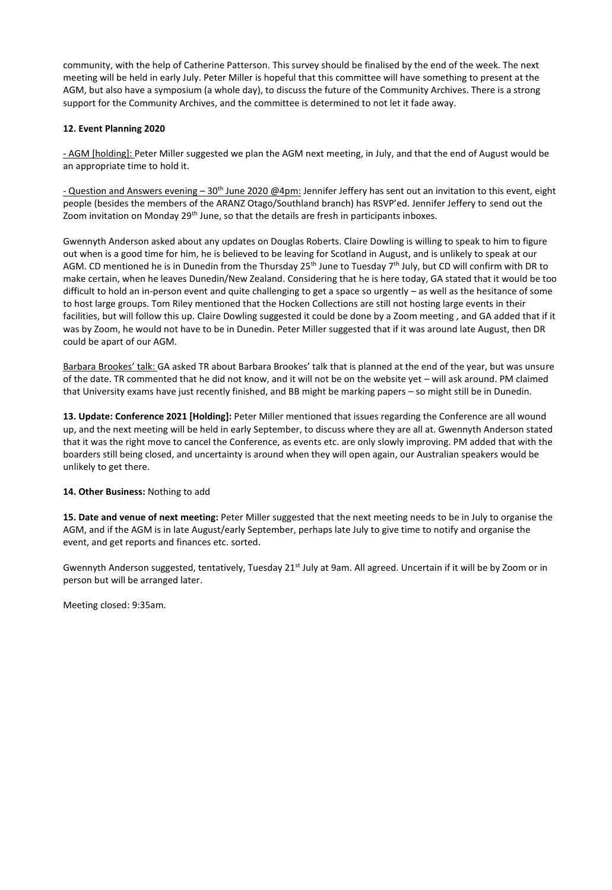community, with the help of Catherine Patterson. This survey should be finalised by the end of the week. The next meeting will be held in early July. Peter Miller is hopeful that this committee will have something to present at the AGM, but also have a symposium (a whole day), to discuss the future of the Community Archives. There is a strong support for the Community Archives, and the committee is determined to not let it fade away.

**12. Event Planning 2020**

- AGM [holding]: Peter Miller suggested we plan the AGM next meeting, in July, and that the end of August would be an appropriate time to hold it.

- Question and Answers evening – 30th June 2020 @4pm: Jennifer Jeffery has sent out an invitation to this event, eight people (besides the members of the ARANZ Otago/Southland branch) has RSVP'ed. Jennifer Jeffery to send out the Zoom invitation on Monday 29th June, so that the details are fresh in participants inboxes.

Gwennyth Anderson asked about any updates on Douglas Roberts. Claire Dowling is willing to speak to him to figure out when is a good time for him, he is believed to be leaving for Scotland in August, and is unlikely to speak at our AGM. CD mentioned he is in Dunedin from the Thursday 25th June to Tuesday 7th July, but CD will confirm with DR to make certain, when he leaves Dunedin/New Zealand. Considering that he is here today, GA stated that it would be too difficult to hold an in-person event and quite challenging to get a space so urgently – as well as the hesitance of some to host large groups. Tom Riley mentioned that the Hocken Collections are still not hosting large events in their facilities, but will follow this up. Claire Dowling suggested it could be done by a Zoom meeting , and GA added that if it was by Zoom, he would not have to be in Dunedin. Peter Miller suggested that if it was around late August, then DR could be apart of our AGM.

Barbara Brookes' talk: GA asked TR about Barbara Brookes' talk that is planned at the end of the year, but was unsure of the date. TR commented that he did not know, and it will not be on the website yet – will ask around. PM claimed that University exams have just recently finished, and BB might be marking papers – so might still be in Dunedin.

**13. Update: Conference 2021 [Holding]:** Peter Miller mentioned that issues regarding the Conference are all wound up, and the next meeting will be held in early September, to discuss where they are all at. Gwennyth Anderson stated that it was the right move to cancel the Conference, as events etc. are only slowly improving. PM added that with the boarders still being closed, and uncertainty is around when they will open again, our Australian speakers would be unlikely to get there.

**14. Other Business:** Nothing to add

**15. Date and venue of next meeting:** Peter Miller suggested that the next meeting needs to be in July to organise the AGM, and if the AGM is in late August/early September, perhaps late July to give time to notify and organise the event, and get reports and finances etc. sorted.

Gwennyth Anderson suggested, tentatively, Tuesday 21st July at 9am. All agreed. Uncertain if it will be by Zoom or in person but will be arranged later.

Meeting closed: 9:35am.